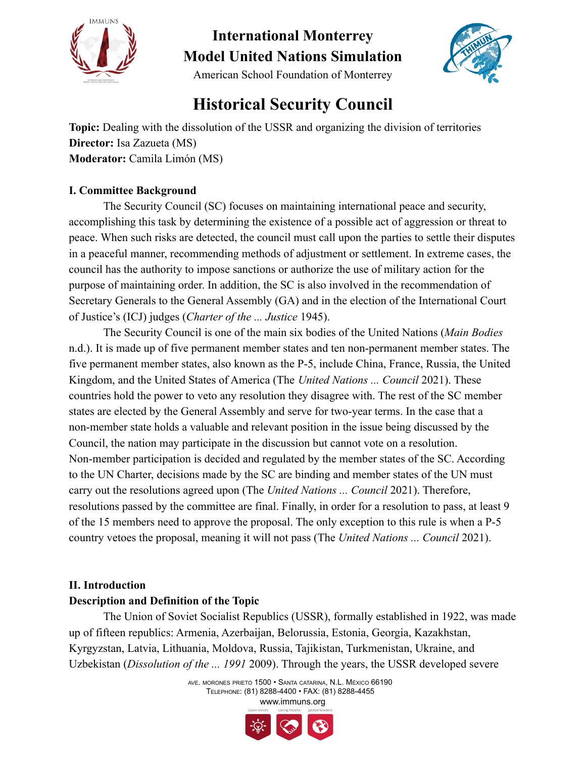# International Monterrey Model United Nations Simulation

American School Foundation of Monterrey

## Historical Security Council

**Topic:** Dealing with the dissolution of the USSR and organizing the division of territories
**Director:** Isa Zazueta (MS)
**Moderator:** Camila Limón (MS)

### I. Committee Background

The Security Council (SC) focuses on maintaining international peace and security, accomplishing this task by determining the existence of a possible act of aggression or threat to peace. When such risks are detected, the council must call upon the parties to settle their disputes in a peaceful manner, recommending methods of adjustment or settlement. In extreme cases, the council has the authority to impose sanctions or authorize the use of military action for the purpose of maintaining order. In addition, the SC is also involved in the recommendation of Secretary Generals to the General Assembly (GA) and in the election of the International Court of Justice's (ICJ) judges (*Charter of the ... Justice* 1945).

The Security Council is one of the main six bodies of the United Nations (*Main Bodies* n.d.). It is made up of five permanent member states and ten non-permanent member states. The five permanent member states, also known as the P-5, include China, France, Russia, the United Kingdom, and the United States of America (The *United Nations ... Council* 2021). These countries hold the power to veto any resolution they disagree with. The rest of the SC member states are elected by the General Assembly and serve for two-year terms. In the case that a non-member state holds a valuable and relevant position in the issue being discussed by the Council, the nation may participate in the discussion but cannot vote on a resolution. Non-member participation is decided and regulated by the member states of the SC. According to the UN Charter, decisions made by the SC are binding and member states of the UN must carry out the resolutions agreed upon (The *United Nations ... Council* 2021). Therefore, resolutions passed by the committee are final. Finally, in order for a resolution to pass, at least 9 of the 15 members need to approve the proposal. The only exception to this rule is when a P-5 country vetoes the proposal, meaning it will not pass (The *United Nations ... Council* 2021).

### II. Introduction

**Description and Definition of the Topic**

The Union of Soviet Socialist Republics (USSR), formally established in 1922, was made up of fifteen republics: Armenia, Azerbaijan, Belorussia, Estonia, Georgia, Kazakhstan, Kyrgyzstan, Latvia, Lithuania, Moldova, Russia, Tajikistan, Turkmenistan, Ukraine, and Uzbekistan (*Dissolution of the ... 1991* 2009). Through the years, the USSR developed severe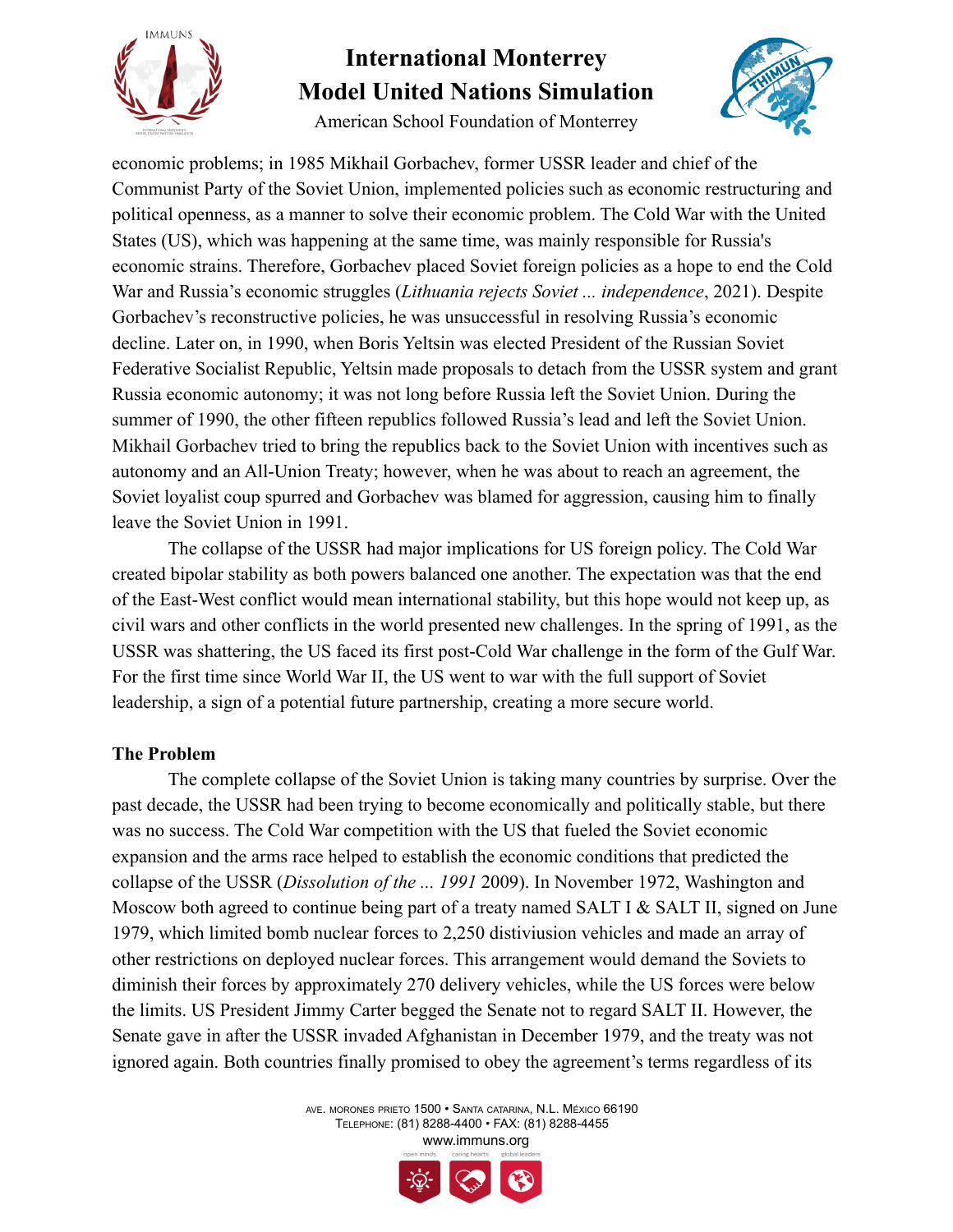economic problems; in 1985 Mikhail Gorbachev, former USSR leader and chief of the Communist Party of the Soviet Union, implemented policies such as economic restructuring and political openness, as a manner to solve their economic problem. The Cold War with the United States (US), which was happening at the same time, was mainly responsible for Russia's economic strains. Therefore, Gorbachev placed Soviet foreign policies as a hope to end the Cold War and Russia's economic struggles (*Lithuania rejects Soviet ... independence*, 2021). Despite Gorbachev's reconstructive policies, he was unsuccessful in resolving Russia's economic decline. Later on, in 1990, when Boris Yeltsin was elected President of the Russian Soviet Federative Socialist Republic, Yeltsin made proposals to detach from the USSR system and grant Russia economic autonomy; it was not long before Russia left the Soviet Union. During the summer of 1990, the other fifteen republics followed Russia's lead and left the Soviet Union. Mikhail Gorbachev tried to bring the republics back to the Soviet Union with incentives such as autonomy and an All-Union Treaty; however, when he was about to reach an agreement, the Soviet loyalist coup spurred and Gorbachev was blamed for aggression, causing him to finally leave the Soviet Union in 1991.

The collapse of the USSR had major implications for US foreign policy. The Cold War created bipolar stability as both powers balanced one another. The expectation was that the end of the East-West conflict would mean international stability, but this hope would not keep up, as civil wars and other conflicts in the world presented new challenges. In the spring of 1991, as the USSR was shattering, the US faced its first post-Cold War challenge in the form of the Gulf War. For the first time since World War II, the US went to war with the full support of Soviet leadership, a sign of a potential future partnership, creating a more secure world.

**The Problem**

The complete collapse of the Soviet Union is taking many countries by surprise. Over the past decade, the USSR had been trying to become economically and politically stable, but there was no success. The Cold War competition with the US that fueled the Soviet economic expansion and the arms race helped to establish the economic conditions that predicted the collapse of the USSR (*Dissolution of the ... 1991* 2009). In November 1972, Washington and Moscow both agreed to continue being part of a treaty named SALT I & SALT II, signed on June 1979, which limited bomb nuclear forces to 2,250 distiviusion vehicles and made an array of other restrictions on deployed nuclear forces. This arrangement would demand the Soviets to diminish their forces by approximately 270 delivery vehicles, while the US forces were below the limits. US President Jimmy Carter begged the Senate not to regard SALT II. However, the Senate gave in after the USSR invaded Afghanistan in December 1979, and the treaty was not ignored again. Both countries finally promised to obey the agreement's terms regardless of its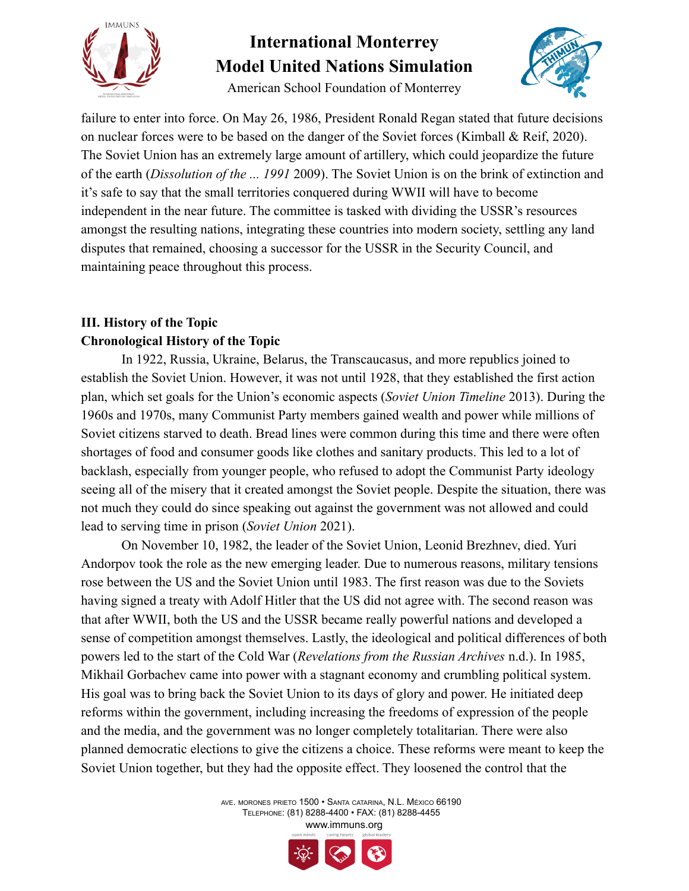failure to enter into force. On May 26, 1986, President Ronald Regan stated that future decisions on nuclear forces were to be based on the danger of the Soviet forces (Kimball & Reif, 2020). The Soviet Union has an extremely large amount of artillery, which could jeopardize the future of the earth (*Dissolution of the ... 1991* 2009). The Soviet Union is on the brink of extinction and it's safe to say that the small territories conquered during WWII will have to become independent in the near future. The committee is tasked with dividing the USSR's resources amongst the resulting nations, integrating these countries into modern society, settling any land disputes that remained, choosing a successor for the USSR in the Security Council, and maintaining peace throughout this process.

## III. History of the Topic

### Chronological History of the Topic

In 1922, Russia, Ukraine, Belarus, the Transcaucasus, and more republics joined to establish the Soviet Union. However, it was not until 1928, that they established the first action plan, which set goals for the Union's economic aspects (*Soviet Union Timeline* 2013). During the 1960s and 1970s, many Communist Party members gained wealth and power while millions of Soviet citizens starved to death. Bread lines were common during this time and there were often shortages of food and consumer goods like clothes and sanitary products. This led to a lot of backlash, especially from younger people, who refused to adopt the Communist Party ideology seeing all of the misery that it created amongst the Soviet people. Despite the situation, there was not much they could do since speaking out against the government was not allowed and could lead to serving time in prison (*Soviet Union* 2021).

On November 10, 1982, the leader of the Soviet Union, Leonid Brezhnev, died. Yuri Andorpov took the role as the new emerging leader. Due to numerous reasons, military tensions rose between the US and the Soviet Union until 1983. The first reason was due to the Soviets having signed a treaty with Adolf Hitler that the US did not agree with. The second reason was that after WWII, both the US and the USSR became really powerful nations and developed a sense of competition amongst themselves. Lastly, the ideological and political differences of both powers led to the start of the Cold War (*Revelations from the Russian Archives* n.d.). In 1985, Mikhail Gorbachev came into power with a stagnant economy and crumbling political system. His goal was to bring back the Soviet Union to its days of glory and power. He initiated deep reforms within the government, including increasing the freedoms of expression of the people and the media, and the government was no longer completely totalitarian. There were also planned democratic elections to give the citizens a choice. These reforms were meant to keep the Soviet Union together, but they had the opposite effect. They loosened the control that the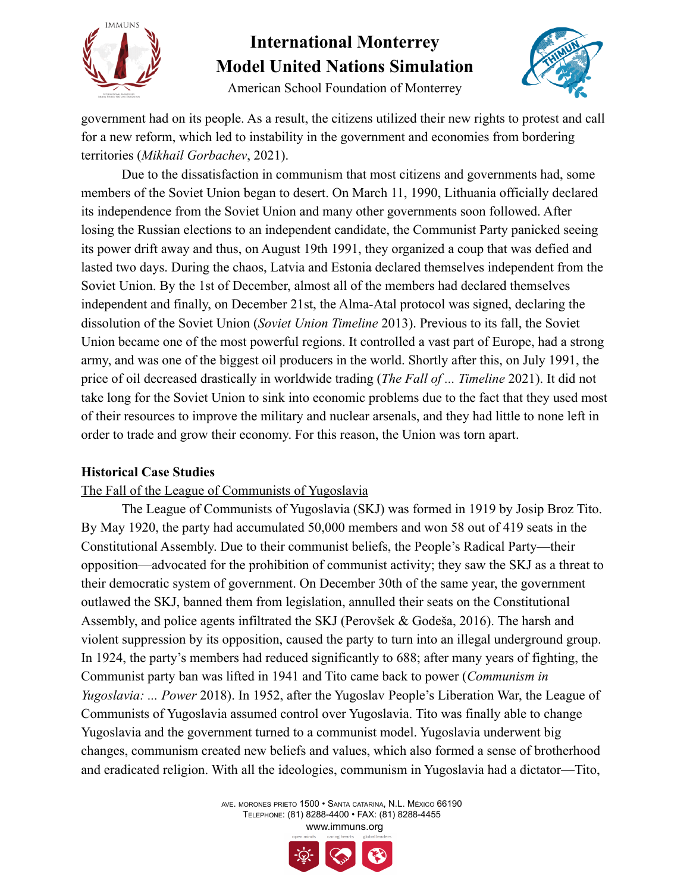government had on its people. As a result, the citizens utilized their new rights to protest and call for a new reform, which led to instability in the government and economies from bordering territories (*Mikhail Gorbachev*, 2021).

Due to the dissatisfaction in communism that most citizens and governments had, some members of the Soviet Union began to desert. On March 11, 1990, Lithuania officially declared its independence from the Soviet Union and many other governments soon followed. After losing the Russian elections to an independent candidate, the Communist Party panicked seeing its power drift away and thus, on August 19th 1991, they organized a coup that was defied and lasted two days. During the chaos, Latvia and Estonia declared themselves independent from the Soviet Union. By the 1st of December, almost all of the members had declared themselves independent and finally, on December 21st, the Alma-Atal protocol was signed, declaring the dissolution of the Soviet Union (*Soviet Union Timeline* 2013). Previous to its fall, the Soviet Union became one of the most powerful regions. It controlled a vast part of Europe, had a strong army, and was one of the biggest oil producers in the world. Shortly after this, on July 1991, the price of oil decreased drastically in worldwide trading (*The Fall of ... Timeline* 2021). It did not take long for the Soviet Union to sink into economic problems due to the fact that they used most of their resources to improve the military and nuclear arsenals, and they had little to none left in order to trade and grow their economy. For this reason, the Union was torn apart.

**Historical Case Studies**

The Fall of the League of Communists of Yugoslavia

The League of Communists of Yugoslavia (SKJ) was formed in 1919 by Josip Broz Tito. By May 1920, the party had accumulated 50,000 members and won 58 out of 419 seats in the Constitutional Assembly. Due to their communist beliefs, the People's Radical Party—their opposition—advocated for the prohibition of communist activity; they saw the SKJ as a threat to their democratic system of government. On December 30th of the same year, the government outlawed the SKJ, banned them from legislation, annulled their seats on the Constitutional Assembly, and police agents infiltrated the SKJ (Perovšek & Godeša, 2016). The harsh and violent suppression by its opposition, caused the party to turn into an illegal underground group. In 1924, the party's members had reduced significantly to 688; after many years of fighting, the Communist party ban was lifted in 1941 and Tito came back to power (*Communism in Yugoslavia: ... Power* 2018). In 1952, after the Yugoslav People's Liberation War, the League of Communists of Yugoslavia assumed control over Yugoslavia. Tito was finally able to change Yugoslavia and the government turned to a communist model. Yugoslavia underwent big changes, communism created new beliefs and values, which also formed a sense of brotherhood and eradicated religion. With all the ideologies, communism in Yugoslavia had a dictator—Tito,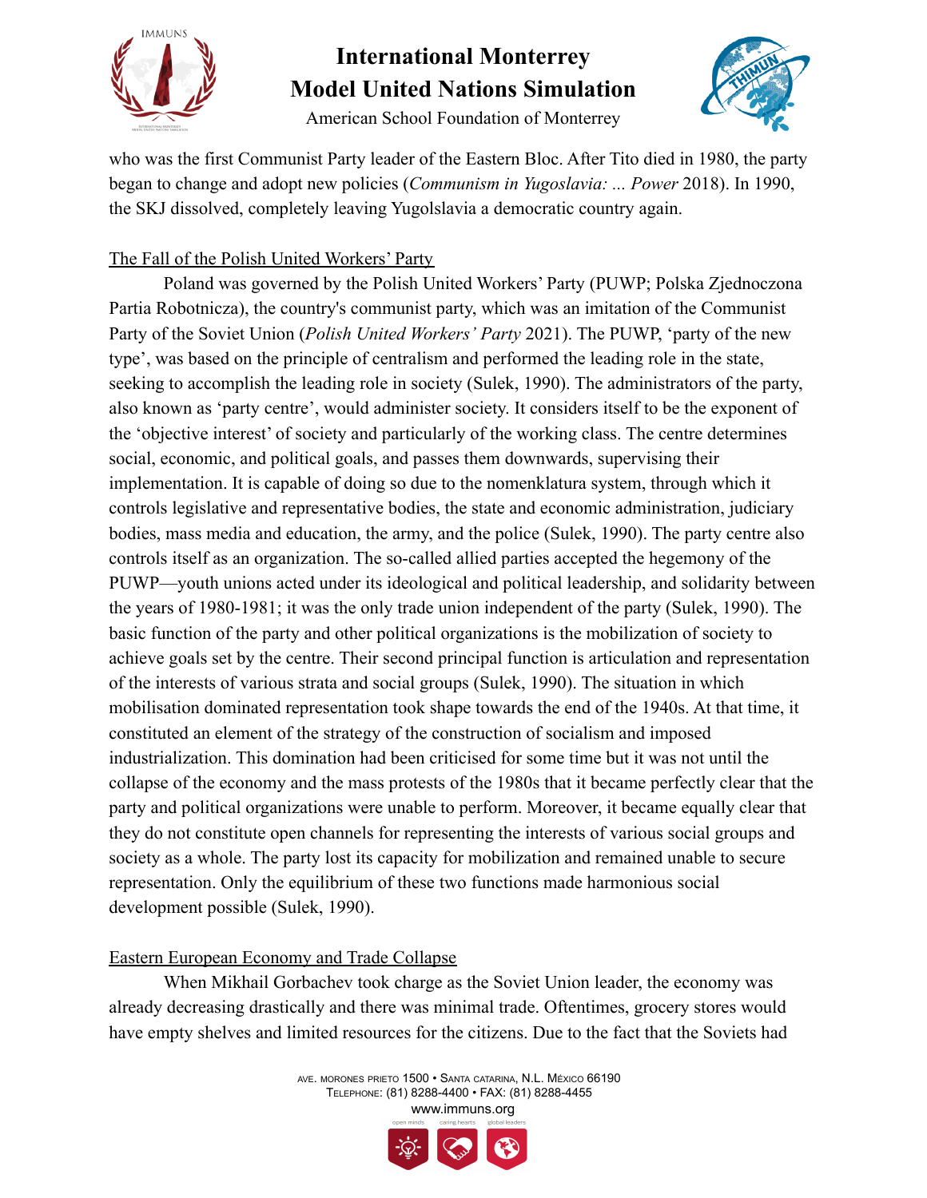who was the first Communist Party leader of the Eastern Bloc. After Tito died in 1980, the party began to change and adopt new policies (*Communism in Yugoslavia: ... Power* 2018). In 1990, the SKJ dissolved, completely leaving Yugolslavia a democratic country again.

### The Fall of the Polish United Workers' Party

Poland was governed by the Polish United Workers' Party (PUWP; Polska Zjednoczona Partia Robotnicza), the country's communist party, which was an imitation of the Communist Party of the Soviet Union (*Polish United Workers' Party* 2021). The PUWP, 'party of the new type', was based on the principle of centralism and performed the leading role in the state, seeking to accomplish the leading role in society (Sulek, 1990). The administrators of the party, also known as 'party centre', would administer society. It considers itself to be the exponent of the 'objective interest' of society and particularly of the working class. The centre determines social, economic, and political goals, and passes them downwards, supervising their implementation. It is capable of doing so due to the nomenklatura system, through which it controls legislative and representative bodies, the state and economic administration, judiciary bodies, mass media and education, the army, and the police (Sulek, 1990). The party centre also controls itself as an organization. The so-called allied parties accepted the hegemony of the PUWP—youth unions acted under its ideological and political leadership, and solidarity between the years of 1980-1981; it was the only trade union independent of the party (Sulek, 1990). The basic function of the party and other political organizations is the mobilization of society to achieve goals set by the centre. Their second principal function is articulation and representation of the interests of various strata and social groups (Sulek, 1990). The situation in which mobilisation dominated representation took shape towards the end of the 1940s. At that time, it constituted an element of the strategy of the construction of socialism and imposed industrialization. This domination had been criticised for some time but it was not until the collapse of the economy and the mass protests of the 1980s that it became perfectly clear that the party and political organizations were unable to perform. Moreover, it became equally clear that they do not constitute open channels for representing the interests of various social groups and society as a whole. The party lost its capacity for mobilization and remained unable to secure representation. Only the equilibrium of these two functions made harmonious social development possible (Sulek, 1990).

### Eastern European Economy and Trade Collapse

When Mikhail Gorbachev took charge as the Soviet Union leader, the economy was already decreasing drastically and there was minimal trade. Oftentimes, grocery stores would have empty shelves and limited resources for the citizens. Due to the fact that the Soviets had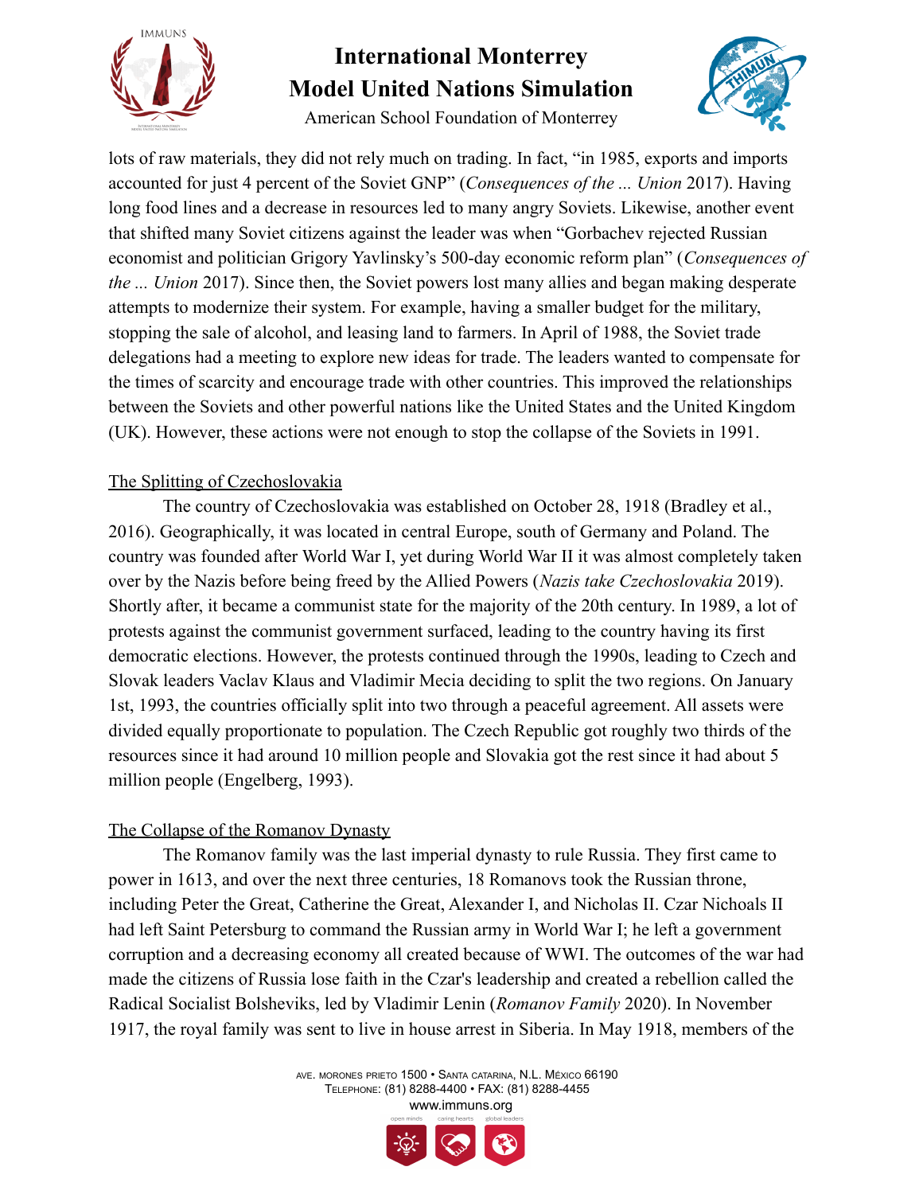lots of raw materials, they did not rely much on trading. In fact, "in 1985, exports and imports accounted for just 4 percent of the Soviet GNP" (*Consequences of the ... Union* 2017). Having long food lines and a decrease in resources led to many angry Soviets. Likewise, another event that shifted many Soviet citizens against the leader was when "Gorbachev rejected Russian economist and politician Grigory Yavlinsky's 500-day economic reform plan" (*Consequences of the ... Union* 2017). Since then, the Soviet powers lost many allies and began making desperate attempts to modernize their system. For example, having a smaller budget for the military, stopping the sale of alcohol, and leasing land to farmers. In April of 1988, the Soviet trade delegations had a meeting to explore new ideas for trade. The leaders wanted to compensate for the times of scarcity and encourage trade with other countries. This improved the relationships between the Soviets and other powerful nations like the United States and the United Kingdom (UK). However, these actions were not enough to stop the collapse of the Soviets in 1991.

## The Splitting of Czechoslovakia

The country of Czechoslovakia was established on October 28, 1918 (Bradley et al., 2016). Geographically, it was located in central Europe, south of Germany and Poland. The country was founded after World War I, yet during World War II it was almost completely taken over by the Nazis before being freed by the Allied Powers (*Nazis take Czechoslovakia* 2019). Shortly after, it became a communist state for the majority of the 20th century. In 1989, a lot of protests against the communist government surfaced, leading to the country having its first democratic elections. However, the protests continued through the 1990s, leading to Czech and Slovak leaders Vaclav Klaus and Vladimir Mecia deciding to split the two regions. On January 1st, 1993, the countries officially split into two through a peaceful agreement. All assets were divided equally proportionate to population. The Czech Republic got roughly two thirds of the resources since it had around 10 million people and Slovakia got the rest since it had about 5 million people (Engelberg, 1993).

## The Collapse of the Romanov Dynasty

The Romanov family was the last imperial dynasty to rule Russia. They first came to power in 1613, and over the next three centuries, 18 Romanovs took the Russian throne, including Peter the Great, Catherine the Great, Alexander I, and Nicholas II. Czar Nichoals II had left Saint Petersburg to command the Russian army in World War I; he left a government corruption and a decreasing economy all created because of WWI. The outcomes of the war had made the citizens of Russia lose faith in the Czar's leadership and created a rebellion called the Radical Socialist Bolsheviks, led by Vladimir Lenin (*Romanov Family* 2020). In November 1917, the royal family was sent to live in house arrest in Siberia. In May 1918, members of the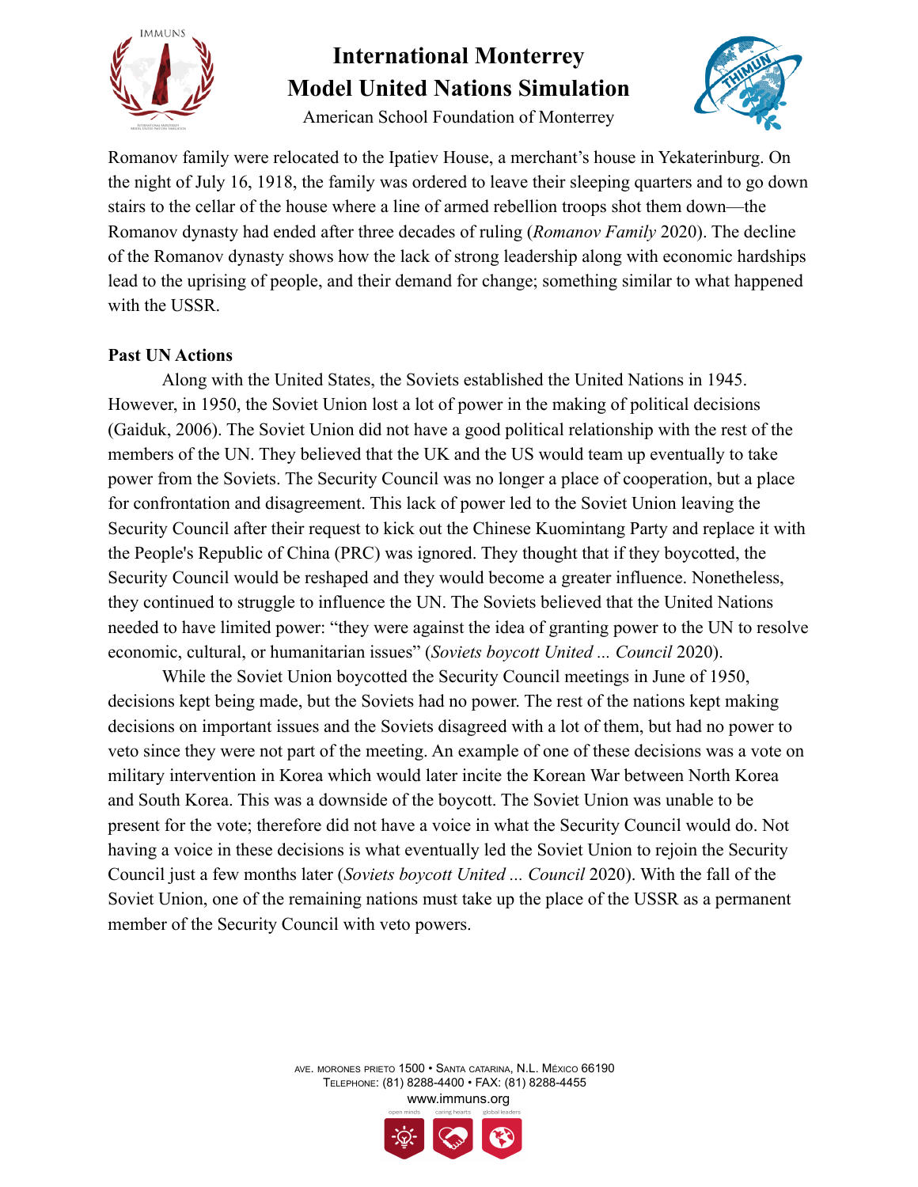Romanov family were relocated to the Ipatiev House, a merchant's house in Yekaterinburg. On the night of July 16, 1918, the family was ordered to leave their sleeping quarters and to go down stairs to the cellar of the house where a line of armed rebellion troops shot them down—the Romanov dynasty had ended after three decades of ruling (*Romanov Family* 2020). The decline of the Romanov dynasty shows how the lack of strong leadership along with economic hardships lead to the uprising of people, and their demand for change; something similar to what happened with the USSR.

**Past UN Actions**

Along with the United States, the Soviets established the United Nations in 1945. However, in 1950, the Soviet Union lost a lot of power in the making of political decisions (Gaiduk, 2006). The Soviet Union did not have a good political relationship with the rest of the members of the UN. They believed that the UK and the US would team up eventually to take power from the Soviets. The Security Council was no longer a place of cooperation, but a place for confrontation and disagreement. This lack of power led to the Soviet Union leaving the Security Council after their request to kick out the Chinese Kuomintang Party and replace it with the People's Republic of China (PRC) was ignored. They thought that if they boycotted, the Security Council would be reshaped and they would become a greater influence. Nonetheless, they continued to struggle to influence the UN. The Soviets believed that the United Nations needed to have limited power: "they were against the idea of granting power to the UN to resolve economic, cultural, or humanitarian issues" (*Soviets boycott United ... Council* 2020).

While the Soviet Union boycotted the Security Council meetings in June of 1950, decisions kept being made, but the Soviets had no power. The rest of the nations kept making decisions on important issues and the Soviets disagreed with a lot of them, but had no power to veto since they were not part of the meeting. An example of one of these decisions was a vote on military intervention in Korea which would later incite the Korean War between North Korea and South Korea. This was a downside of the boycott. The Soviet Union was unable to be present for the vote; therefore did not have a voice in what the Security Council would do. Not having a voice in these decisions is what eventually led the Soviet Union to rejoin the Security Council just a few months later (*Soviets boycott United ... Council* 2020). With the fall of the Soviet Union, one of the remaining nations must take up the place of the USSR as a permanent member of the Security Council with veto powers.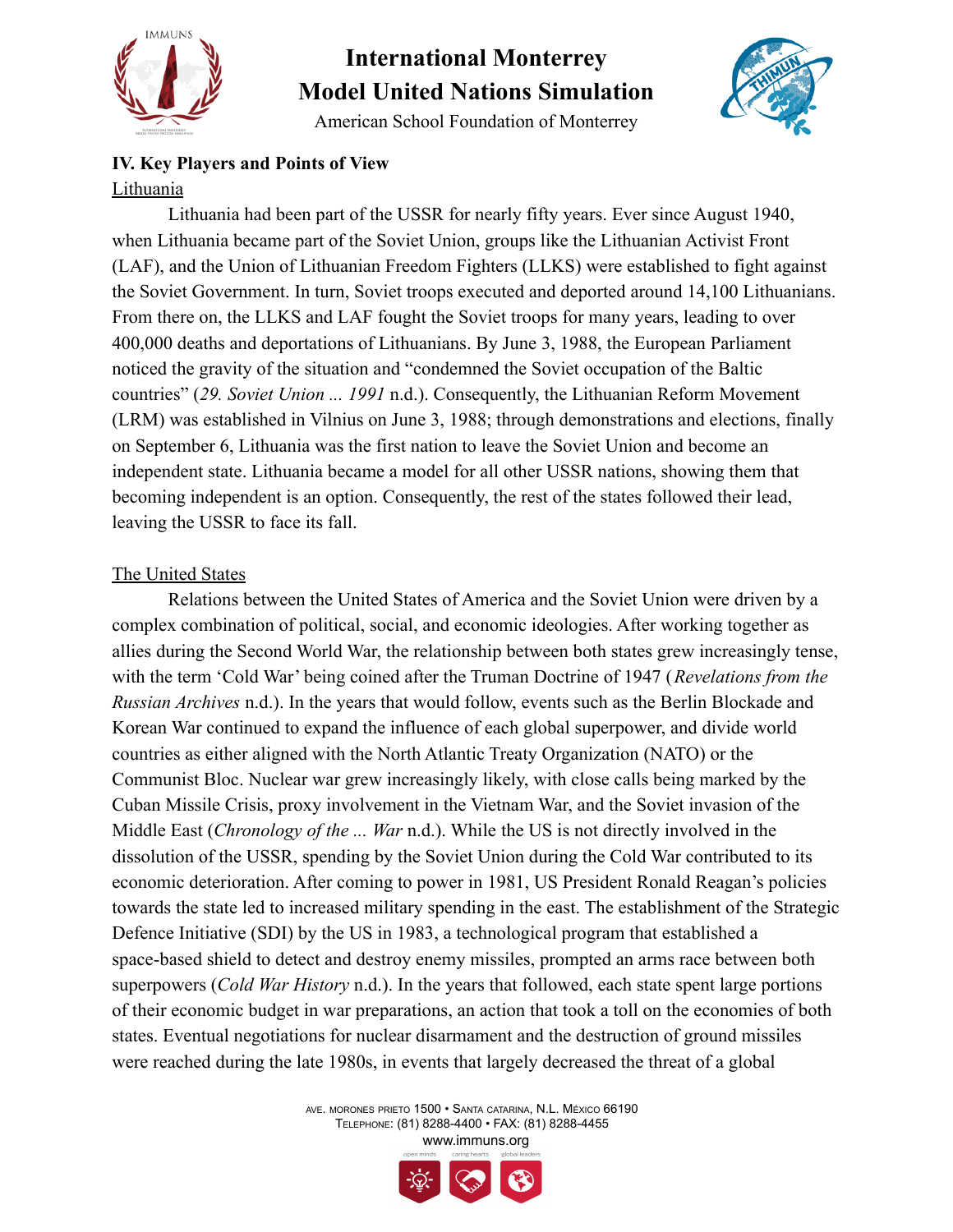## IV. Key Players and Points of View

Lithuania

Lithuania had been part of the USSR for nearly fifty years. Ever since August 1940, when Lithuania became part of the Soviet Union, groups like the Lithuanian Activist Front (LAF), and the Union of Lithuanian Freedom Fighters (LLKS) were established to fight against the Soviet Government. In turn, Soviet troops executed and deported around 14,100 Lithuanians. From there on, the LLKS and LAF fought the Soviet troops for many years, leading to over 400,000 deaths and deportations of Lithuanians. By June 3, 1988, the European Parliament noticed the gravity of the situation and "condemned the Soviet occupation of the Baltic countries" (*29. Soviet Union ... 1991* n.d.). Consequently, the Lithuanian Reform Movement (LRM) was established in Vilnius on June 3, 1988; through demonstrations and elections, finally on September 6, Lithuania was the first nation to leave the Soviet Union and become an independent state. Lithuania became a model for all other USSR nations, showing them that becoming independent is an option. Consequently, the rest of the states followed their lead, leaving the USSR to face its fall.

The United States

Relations between the United States of America and the Soviet Union were driven by a complex combination of political, social, and economic ideologies. After working together as allies during the Second World War, the relationship between both states grew increasingly tense, with the term 'Cold War' being coined after the Truman Doctrine of 1947 (*Revelations from the Russian Archives* n.d.). In the years that would follow, events such as the Berlin Blockade and Korean War continued to expand the influence of each global superpower, and divide world countries as either aligned with the North Atlantic Treaty Organization (NATO) or the Communist Bloc. Nuclear war grew increasingly likely, with close calls being marked by the Cuban Missile Crisis, proxy involvement in the Vietnam War, and the Soviet invasion of the Middle East (*Chronology of the ... War* n.d.). While the US is not directly involved in the dissolution of the USSR, spending by the Soviet Union during the Cold War contributed to its economic deterioration. After coming to power in 1981, US President Ronald Reagan's policies towards the state led to increased military spending in the east. The establishment of the Strategic Defence Initiative (SDI) by the US in 1983, a technological program that established a space-based shield to detect and destroy enemy missiles, prompted an arms race between both superpowers (*Cold War History* n.d.). In the years that followed, each state spent large portions of their economic budget in war preparations, an action that took a toll on the economies of both states. Eventual negotiations for nuclear disarmament and the destruction of ground missiles were reached during the late 1980s, in events that largely decreased the threat of a global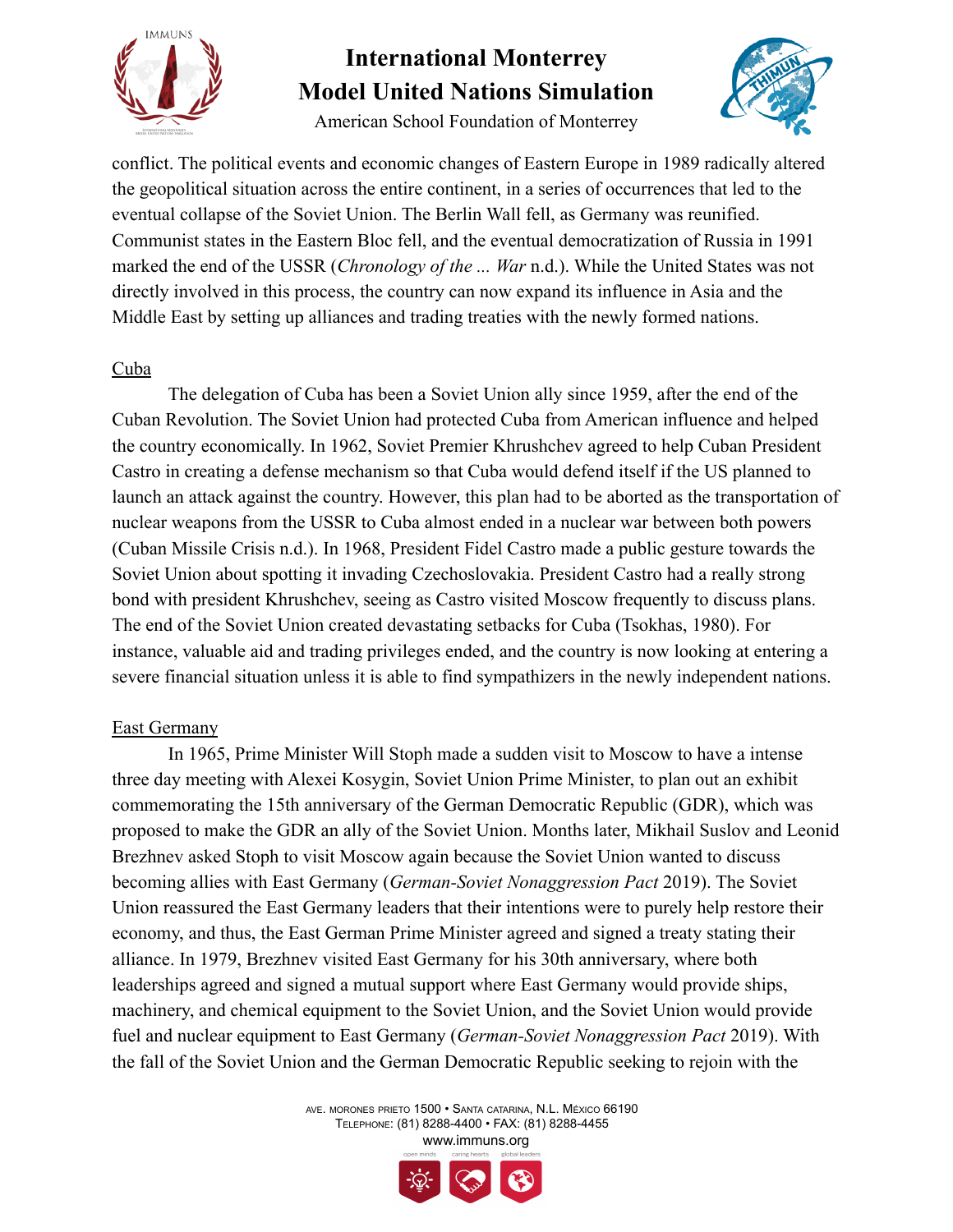conflict. The political events and economic changes of Eastern Europe in 1989 radically altered the geopolitical situation across the entire continent, in a series of occurrences that led to the eventual collapse of the Soviet Union. The Berlin Wall fell, as Germany was reunified. Communist states in the Eastern Bloc fell, and the eventual democratization of Russia in 1991 marked the end of the USSR (*Chronology of the ... War* n.d.). While the United States was not directly involved in this process, the country can now expand its influence in Asia and the Middle East by setting up alliances and trading treaties with the newly formed nations.

<u>Cuba</u>

The delegation of Cuba has been a Soviet Union ally since 1959, after the end of the Cuban Revolution. The Soviet Union had protected Cuba from American influence and helped the country economically. In 1962, Soviet Premier Khrushchev agreed to help Cuban President Castro in creating a defense mechanism so that Cuba would defend itself if the US planned to launch an attack against the country. However, this plan had to be aborted as the transportation of nuclear weapons from the USSR to Cuba almost ended in a nuclear war between both powers (Cuban Missile Crisis n.d.). In 1968, President Fidel Castro made a public gesture towards the Soviet Union about spotting it invading Czechoslovakia. President Castro had a really strong bond with president Khrushchev, seeing as Castro visited Moscow frequently to discuss plans. The end of the Soviet Union created devastating setbacks for Cuba (Tsokhas, 1980). For instance, valuable aid and trading privileges ended, and the country is now looking at entering a severe financial situation unless it is able to find sympathizers in the newly independent nations.

<u>East Germany</u>

In 1965, Prime Minister Will Stoph made a sudden visit to Moscow to have a intense three day meeting with Alexei Kosygin, Soviet Union Prime Minister, to plan out an exhibit commemorating the 15th anniversary of the German Democratic Republic (GDR), which was proposed to make the GDR an ally of the Soviet Union. Months later, Mikhail Suslov and Leonid Brezhnev asked Stoph to visit Moscow again because the Soviet Union wanted to discuss becoming allies with East Germany (*German-Soviet Nonaggression Pact* 2019). The Soviet Union reassured the East Germany leaders that their intentions were to purely help restore their economy, and thus, the East German Prime Minister agreed and signed a treaty stating their alliance. In 1979, Brezhnev visited East Germany for his 30th anniversary, where both leaderships agreed and signed a mutual support where East Germany would provide ships, machinery, and chemical equipment to the Soviet Union, and the Soviet Union would provide fuel and nuclear equipment to East Germany (*German-Soviet Nonaggression Pact* 2019). With the fall of the Soviet Union and the German Democratic Republic seeking to rejoin with the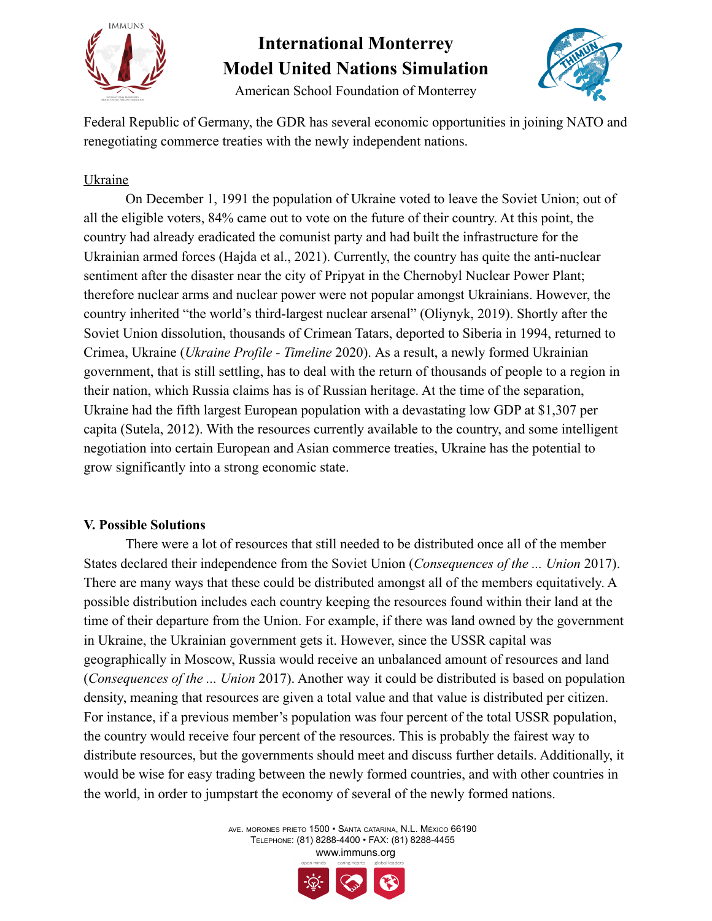Federal Republic of Germany, the GDR has several economic opportunities in joining NATO and renegotiating commerce treaties with the newly independent nations.

Ukraine

On December 1, 1991 the population of Ukraine voted to leave the Soviet Union; out of all the eligible voters, 84% came out to vote on the future of their country. At this point, the country had already eradicated the comunist party and had built the infrastructure for the Ukrainian armed forces (Hajda et al., 2021). Currently, the country has quite the anti-nuclear sentiment after the disaster near the city of Pripyat in the Chernobyl Nuclear Power Plant; therefore nuclear arms and nuclear power were not popular amongst Ukrainians. However, the country inherited "the world's third-largest nuclear arsenal" (Oliynyk, 2019). Shortly after the Soviet Union dissolution, thousands of Crimean Tatars, deported to Siberia in 1994, returned to Crimea, Ukraine (*Ukraine Profile - Timeline* 2020). As a result, a newly formed Ukrainian government, that is still settling, has to deal with the return of thousands of people to a region in their nation, which Russia claims has is of Russian heritage. At the time of the separation, Ukraine had the fifth largest European population with a devastating low GDP at $1,307 per capita (Sutela, 2012). With the resources currently available to the country, and some intelligent negotiation into certain European and Asian commerce treaties, Ukraine has the potential to grow significantly into a strong economic state.

**V. Possible Solutions**

There were a lot of resources that still needed to be distributed once all of the member States declared their independence from the Soviet Union (*Consequences of the ... Union* 2017). There are many ways that these could be distributed amongst all of the members equitatively. A possible distribution includes each country keeping the resources found within their land at the time of their departure from the Union. For example, if there was land owned by the government in Ukraine, the Ukrainian government gets it. However, since the USSR capital was geographically in Moscow, Russia would receive an unbalanced amount of resources and land (*Consequences of the ... Union* 2017). Another way it could be distributed is based on population density, meaning that resources are given a total value and that value is distributed per citizen. For instance, if a previous member's population was four percent of the total USSR population, the country would receive four percent of the resources. This is probably the fairest way to distribute resources, but the governments should meet and discuss further details. Additionally, it would be wise for easy trading between the newly formed countries, and with other countries in the world, in order to jumpstart the economy of several of the newly formed nations.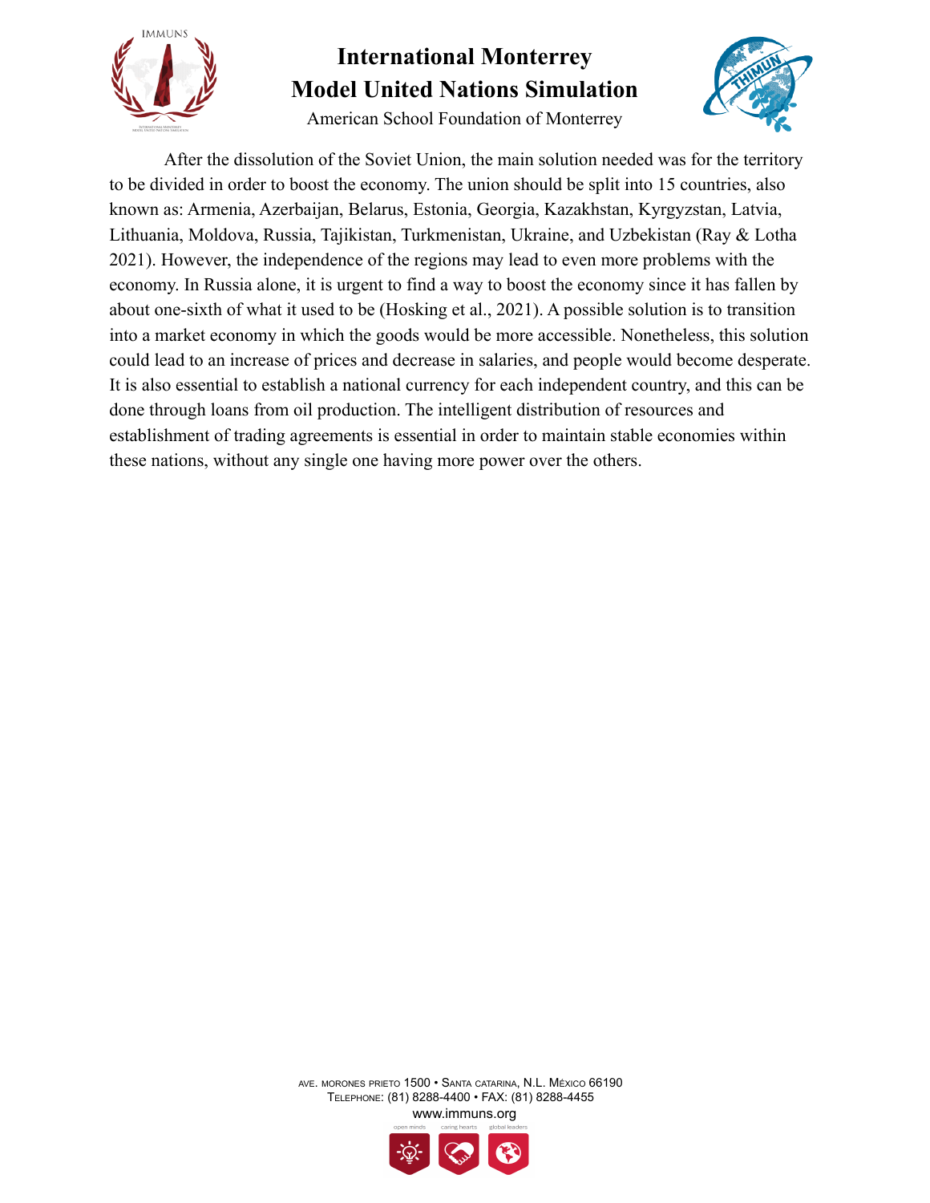After the dissolution of the Soviet Union, the main solution needed was for the territory to be divided in order to boost the economy. The union should be split into 15 countries, also known as: Armenia, Azerbaijan, Belarus, Estonia, Georgia, Kazakhstan, Kyrgyzstan, Latvia, Lithuania, Moldova, Russia, Tajikistan, Turkmenistan, Ukraine, and Uzbekistan (Ray & Lotha 2021). However, the independence of the regions may lead to even more problems with the economy. In Russia alone, it is urgent to find a way to boost the economy since it has fallen by about one-sixth of what it used to be (Hosking et al., 2021). A possible solution is to transition into a market economy in which the goods would be more accessible. Nonetheless, this solution could lead to an increase of prices and decrease in salaries, and people would become desperate. It is also essential to establish a national currency for each independent country, and this can be done through loans from oil production. The intelligent distribution of resources and establishment of trading agreements is essential in order to maintain stable economies within these nations, without any single one having more power over the others.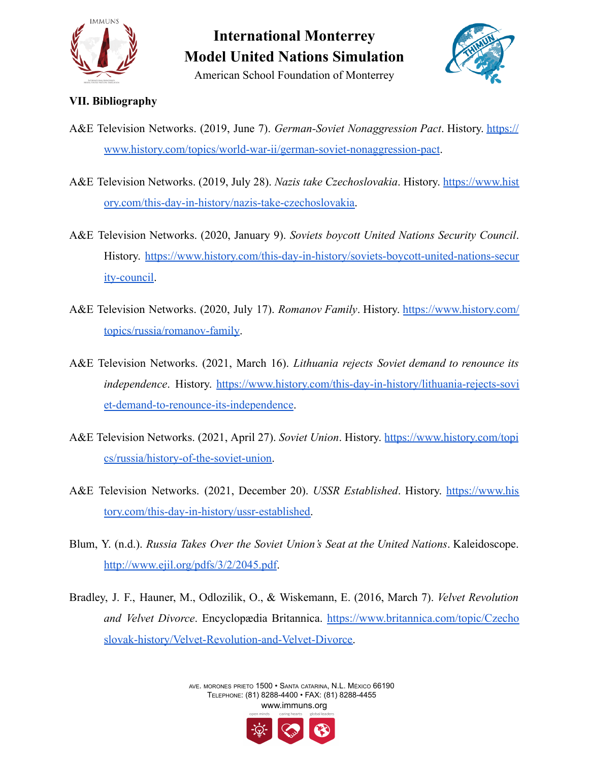## VII. Bibliography

A&E Television Networks. (2019, June 7). *German-Soviet Nonaggression Pact*. History. https://www.history.com/topics/world-war-ii/german-soviet-nonaggression-pact.

A&E Television Networks. (2019, July 28). *Nazis take Czechoslovakia*. History. https://www.history.com/this-day-in-history/nazis-take-czechoslovakia.

A&E Television Networks. (2020, January 9). *Soviets boycott United Nations Security Council*. History. https://www.history.com/this-day-in-history/soviets-boycott-united-nations-security-council.

A&E Television Networks. (2020, July 17). *Romanov Family*. History. https://www.history.com/topics/russia/romanov-family.

A&E Television Networks. (2021, March 16). *Lithuania rejects Soviet demand to renounce its independence*. History. https://www.history.com/this-day-in-history/lithuania-rejects-soviet-demand-to-renounce-its-independence.

A&E Television Networks. (2021, April 27). *Soviet Union*. History. https://www.history.com/topics/russia/history-of-the-soviet-union.

A&E Television Networks. (2021, December 20). *USSR Established*. History. https://www.history.com/this-day-in-history/ussr-established.

Blum, Y. (n.d.). *Russia Takes Over the Soviet Union's Seat at the United Nations*. Kaleidoscope. http://www.ejil.org/pdfs/3/2/2045.pdf.

Bradley, J. F., Hauner, M., Odlozilik, O., & Wiskemann, E. (2016, March 7). *Velvet Revolution and Velvet Divorce*. Encyclopædia Britannica. https://www.britannica.com/topic/Czechoslovak-history/Velvet-Revolution-and-Velvet-Divorce.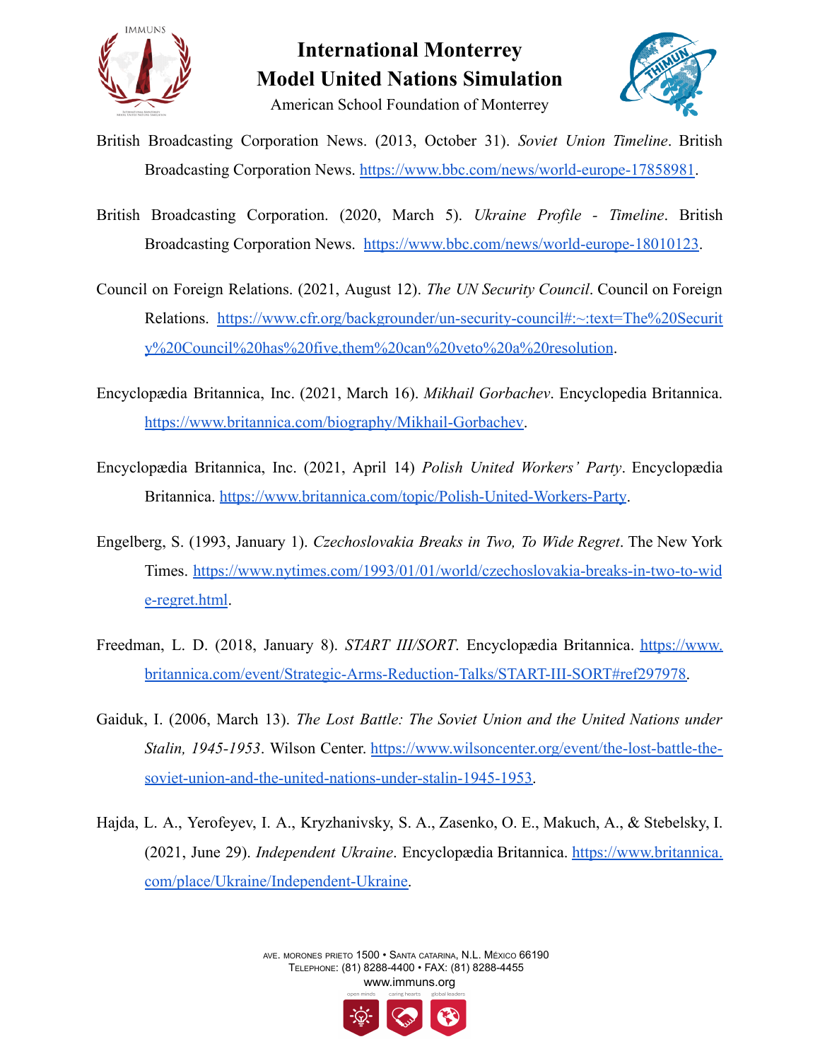British Broadcasting Corporation News. (2013, October 31). *Soviet Union Timeline*. British Broadcasting Corporation News. https://www.bbc.com/news/world-europe-17858981.

British Broadcasting Corporation. (2020, March 5). *Ukraine Profile - Timeline*. British Broadcasting Corporation News. https://www.bbc.com/news/world-europe-18010123.

Council on Foreign Relations. (2021, August 12). *The UN Security Council*. Council on Foreign Relations. https://www.cfr.org/backgrounder/un-security-council#:~:text=The%20Security%20Council%20has%20five,them%20can%20veto%20a%20resolution.

Encyclopædia Britannica, Inc. (2021, March 16). *Mikhail Gorbachev*. Encyclopedia Britannica. https://www.britannica.com/biography/Mikhail-Gorbachev.

Encyclopædia Britannica, Inc. (2021, April 14) *Polish United Workers' Party*. Encyclopædia Britannica. https://www.britannica.com/topic/Polish-United-Workers-Party.

Engelberg, S. (1993, January 1). *Czechoslovakia Breaks in Two, To Wide Regret*. The New York Times. https://www.nytimes.com/1993/01/01/world/czechoslovakia-breaks-in-two-to-wide-regret.html.

Freedman, L. D. (2018, January 8). *START III/SORT*. Encyclopædia Britannica. https://www.britannica.com/event/Strategic-Arms-Reduction-Talks/START-III-SORT#ref297978.

Gaiduk, I. (2006, March 13). *The Lost Battle: The Soviet Union and the United Nations under Stalin, 1945-1953*. Wilson Center. https://www.wilsoncenter.org/event/the-lost-battle-the-soviet-union-and-the-united-nations-under-stalin-1945-1953.

Hajda, L. A., Yerofeyev, I. A., Kryzhanivsky, S. A., Zasenko, O. E., Makuch, A., & Stebelsky, I. (2021, June 29). *Independent Ukraine*. Encyclopædia Britannica. https://www.britannica.com/place/Ukraine/Independent-Ukraine.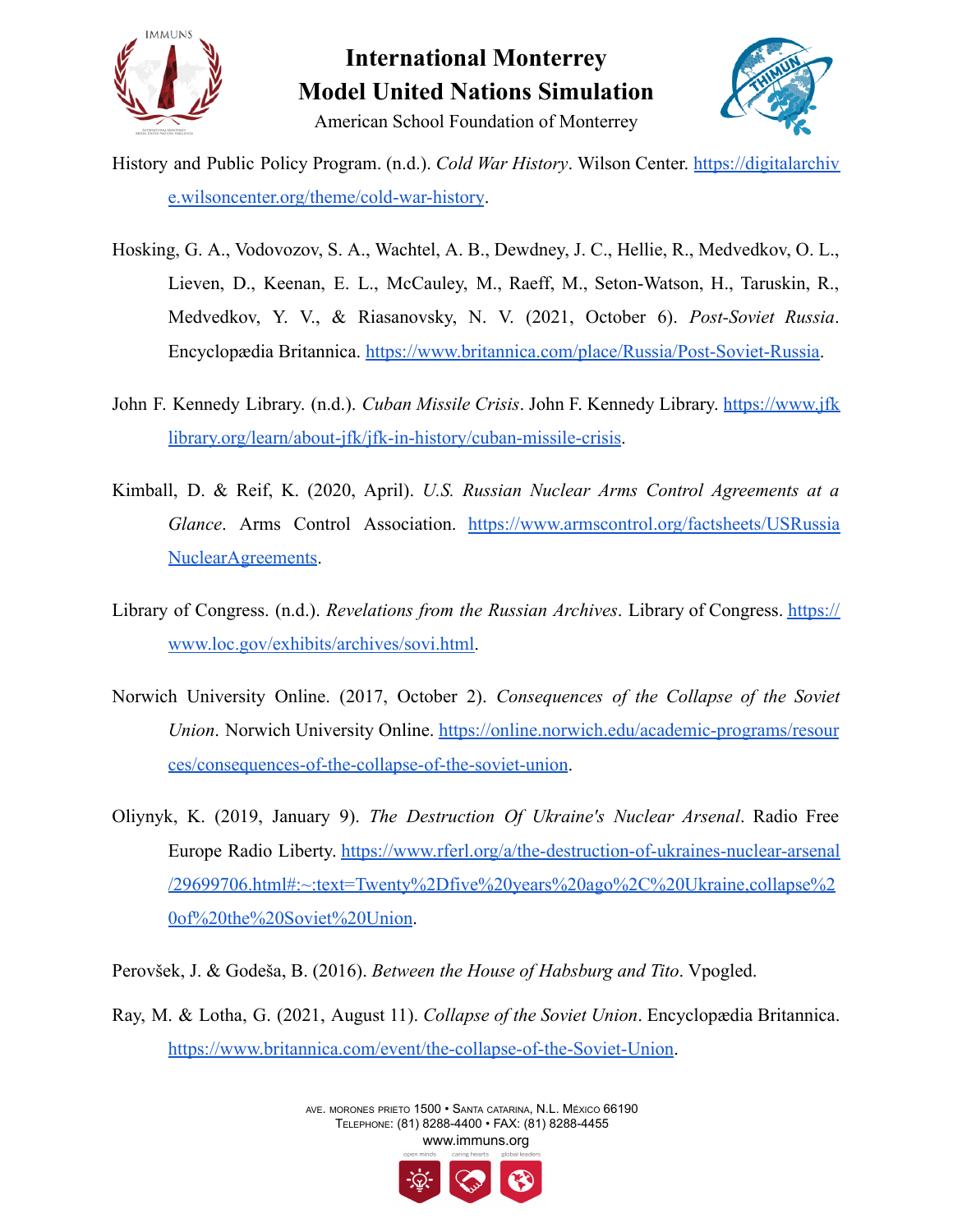History and Public Policy Program. (n.d.). *Cold War History*. Wilson Center. https://digitalarchive.wilsoncenter.org/theme/cold-war-history.

Hosking, G. A., Vodovozov, S. A., Wachtel, A. B., Dewdney, J. C., Hellie, R., Medvedkov, O. L., Lieven, D., Keenan, E. L., McCauley, M., Raeff, M., Seton-Watson, H., Taruskin, R., Medvedkov, Y. V., & Riasanovsky, N. V. (2021, October 6). *Post-Soviet Russia*. Encyclopædia Britannica. https://www.britannica.com/place/Russia/Post-Soviet-Russia.

John F. Kennedy Library. (n.d.). *Cuban Missile Crisis*. John F. Kennedy Library. https://www.jfklibrary.org/learn/about-jfk/jfk-in-history/cuban-missile-crisis.

Kimball, D. & Reif, K. (2020, April). *U.S. Russian Nuclear Arms Control Agreements at a Glance*. Arms Control Association. https://www.armscontrol.org/factsheets/USRussiaNuclearAgreements.

Library of Congress. (n.d.). *Revelations from the Russian Archives*. Library of Congress. https://www.loc.gov/exhibits/archives/sovi.html.

Norwich University Online. (2017, October 2). *Consequences of the Collapse of the Soviet Union*. Norwich University Online. https://online.norwich.edu/academic-programs/resources/consequences-of-the-collapse-of-the-soviet-union.

Oliynyk, K. (2019, January 9). *The Destruction Of Ukraine's Nuclear Arsenal*. Radio Free Europe Radio Liberty. https://www.rferl.org/a/the-destruction-of-ukraines-nuclear-arsenal/29699706.html#:~:text=Twenty%2Dfive%20years%20ago%2C%20Ukraine,collapse%20of%20the%20Soviet%20Union.

Perovšek, J. & Godeša, B. (2016). *Between the House of Habsburg and Tito*. Vpogled.

Ray, M. & Lotha, G. (2021, August 11). *Collapse of the Soviet Union*. Encyclopædia Britannica. https://www.britannica.com/event/the-collapse-of-the-Soviet-Union.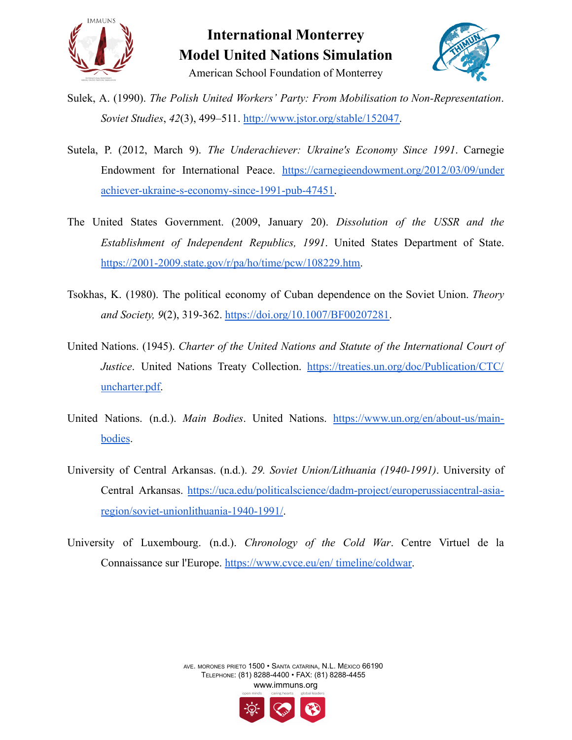Sulek, A. (1990). *The Polish United Workers' Party: From Mobilisation to Non-Representation*. *Soviet Studies*, *42*(3), 499–511. http://www.jstor.org/stable/152047.

Sutela, P. (2012, March 9). *The Underachiever: Ukraine's Economy Since 1991*. Carnegie Endowment for International Peace. https://carnegieendowment.org/2012/03/09/underachiever-ukraine-s-economy-since-1991-pub-47451.

The United States Government. (2009, January 20). *Dissolution of the USSR and the Establishment of Independent Republics, 1991*. United States Department of State. https://2001-2009.state.gov/r/pa/ho/time/pcw/108229.htm.

Tsokhas, K. (1980). The political economy of Cuban dependence on the Soviet Union. *Theory and Society, 9*(2), 319-362. https://doi.org/10.1007/BF00207281.

United Nations. (1945). *Charter of the United Nations and Statute of the International Court of Justice*. United Nations Treaty Collection. https://treaties.un.org/doc/Publication/CTC/uncharter.pdf.

United Nations. (n.d.). *Main Bodies*. United Nations. https://www.un.org/en/about-us/main-bodies.

University of Central Arkansas. (n.d.). *29. Soviet Union/Lithuania (1940-1991)*. University of Central Arkansas. https://uca.edu/politicalscience/dadm-project/europerussiacentral-asia-region/soviet-unionlithuania-1940-1991/.

University of Luxembourg. (n.d.). *Chronology of the Cold War*. Centre Virtuel de la Connaissance sur l'Europe. https://www.cvce.eu/en/ timeline/coldwar.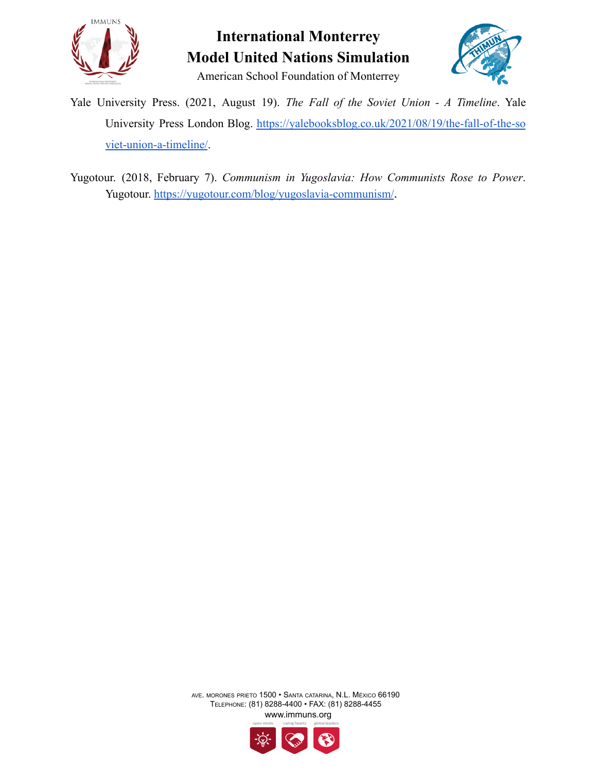Yale University Press. (2021, August 19). *The Fall of the Soviet Union - A Timeline*. Yale University Press London Blog. https://yalebooksblog.co.uk/2021/08/19/the-fall-of-the-soviet-union-a-timeline/.

Yugotour. (2018, February 7). *Communism in Yugoslavia: How Communists Rose to Power*. Yugotour. https://yugotour.com/blog/yugoslavia-communism/.